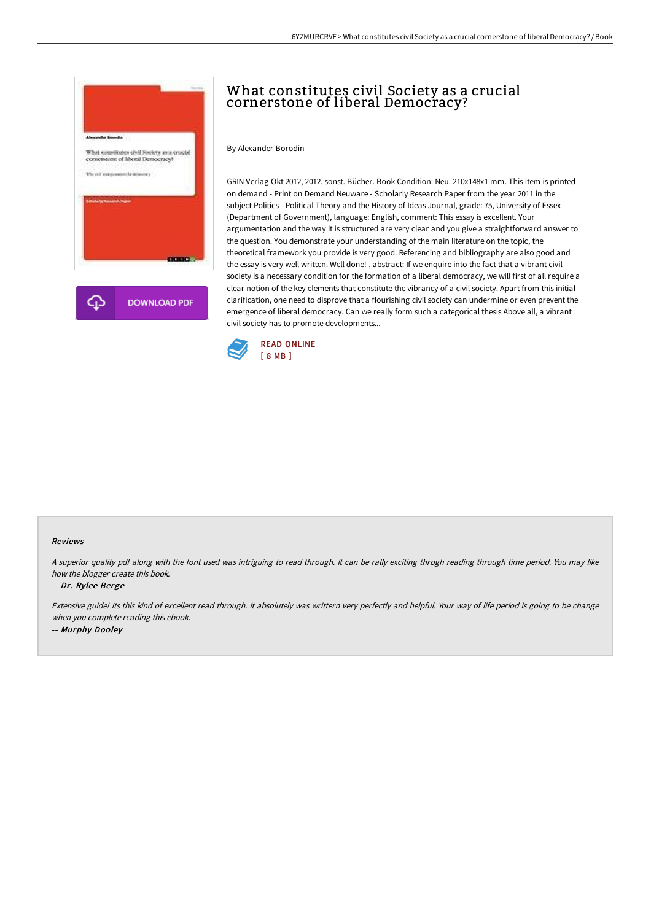# What constitutes civil Society as a crucial cornerstone of liberal Democracy?

By Alexander Borodin

GRIN Verlag Okt 2012, 2012. sonst. Bücher. Book Condition: Neu. 210x148x1 mm. This item is printed on demand - Print on Demand Neuware - Scholarly Research Paper from the year 2011 in the subject Politics - Political Theory and the History of Ideas Journal, grade: 75, University of Essex (Department of Government), language: English, comment: This essay is excellent. Your argumentation and the way it is structured are very clear and you give a straightforward answer to the question. You demonstrate your understanding of the main literature on the topic, the theoretical framework you provide is very good. Referencing and bibliography are also good and the essay is very well written. Well done! , abstract: If we enquire into the fact that a vibrant civil society is a necessary condition for the formation of a liberal democracy, we will first of all require a clear notion of the key elements that constitute the vibrancy of a civil society. Apart from this initial clarification, one need to disprove that a flourishing civil society can undermine or even prevent the emergence of liberal democracy. Can we really form such a categorical thesis Above all, a vibrant civil society has to promote developments...

DOWNLOAD PDF

READ ONLINE
[ 8 MB ]

## Reviews

*A superior quality pdf along with the font used was intriguing to read through. It can be rally exciting throgh reading through time period. You may like how the blogger create this book.*

-- *Dr. Rylee Berge*

*Extensive guide! Its this kind of excellent read through. it absolutely was writtern very perfectly and helpful. Your way of life period is going to be change when you complete reading this ebook.*

-- *Murphy Dooley*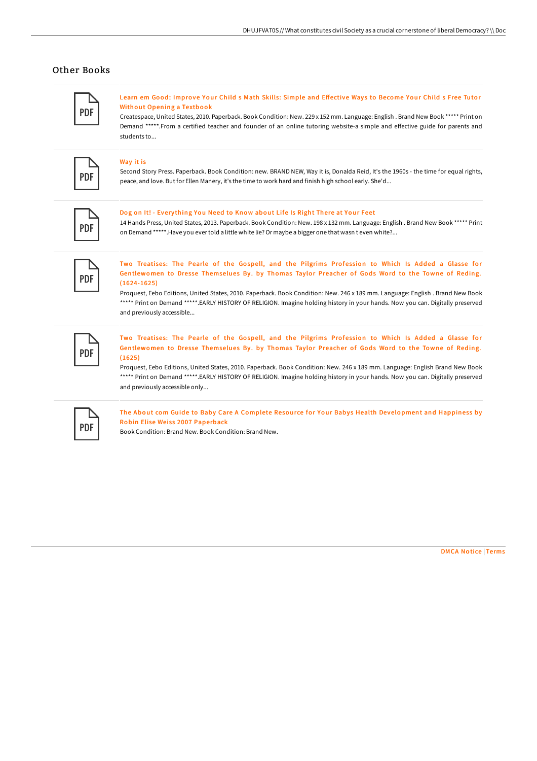## Other Books

**Learn em Good: Improve Your Child s Math Skills: Simple and Effective Ways to Become Your Child s Free Tutor Without Opening a Textbook**

Createspace, United States, 2010. Paperback. Book Condition: New. 229 x 152 mm. Language: English . Brand New Book ***** Print on Demand *****.From a certified teacher and founder of an online tutoring website-a simple and effective guide for parents and students to...

**Way it is**

Second Story Press. Paperback. Book Condition: new. BRAND NEW, Way it is, Donalda Reid, It's the 1960s - the time for equal rights, peace, and love. But for Ellen Manery, it's the time to work hard and finish high school early. She'd...

**Dog on It! - Everything You Need to Know about Life Is Right There at Your Feet**

14 Hands Press, United States, 2013. Paperback. Book Condition: New. 198 x 132 mm. Language: English . Brand New Book ***** Print on Demand *****.Have you ever told a little white lie? Or maybe a bigger one that wasn t even white?...

**Two Treatises: The Pearle of the Gospell, and the Pilgrims Profession to Which Is Added a Glasse for Gentlewomen to Dresse Themselues By. by Thomas Taylor Preacher of Gods Word to the Towne of Reding. (1624-1625)**

Proquest, Eebo Editions, United States, 2010. Paperback. Book Condition: New. 246 x 189 mm. Language: English . Brand New Book ***** Print on Demand *****.EARLY HISTORY OF RELIGION. Imagine holding history in your hands. Now you can. Digitally preserved and previously accessible...

**Two Treatises: The Pearle of the Gospell, and the Pilgrims Profession to Which Is Added a Glasse for Gentlewomen to Dresse Themselues By. by Thomas Taylor Preacher of Gods Word to the Towne of Reding. (1625)**

Proquest, Eebo Editions, United States, 2010. Paperback. Book Condition: New. 246 x 189 mm. Language: English Brand New Book ***** Print on Demand *****.EARLY HISTORY OF RELIGION. Imagine holding history in your hands. Now you can. Digitally preserved and previously accessible only...

**The About com Guide to Baby Care A Complete Resource for Your Babys Health Development and Happiness by Robin Elise Weiss 2007 Paperback**

Book Condition: Brand New. Book Condition: Brand New.